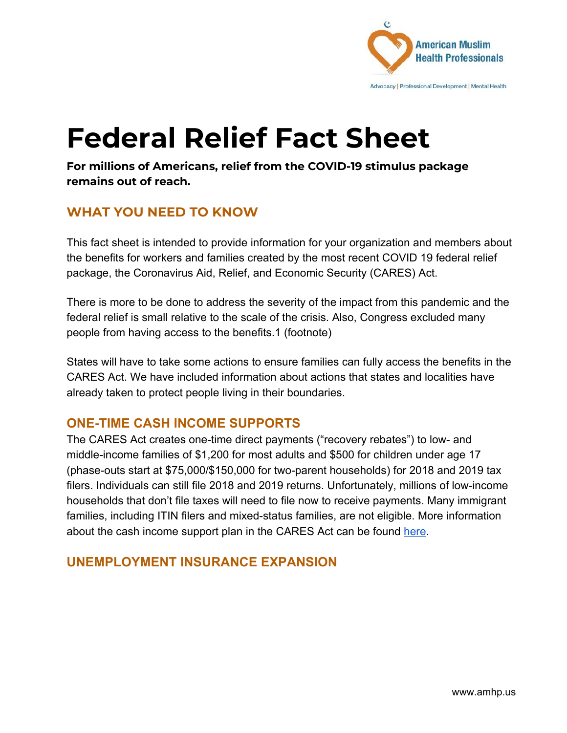# Federal Relief Fact Sheet

**For millions of Americans, relief from the COVID-19 stimulus package remains out of reach.**

## WHAT YOU NEED TO KNOW

This fact sheet is intended to provide information for your organization and members about the benefits for workers and families created by the most recent COVID 19 federal relief package, the Coronavirus Aid, Relief, and Economic Security (CARES) Act.

There is more to be done to address the severity of the impact from this pandemic and the federal relief is small relative to the scale of the crisis. Also, Congress excluded many people from having access to the benefits.1 (footnote)

States will have to take some actions to ensure families can fully access the benefits in the CARES Act. We have included information about actions that states and localities have already taken to protect people living in their boundaries.

## ONE-TIME CASH INCOME SUPPORTS

The CARES Act creates one-time direct payments ("recovery rebates") to low- and middle-income families of $1,200 for most adults and $500 for children under age 17 (phase-outs start at $75,000/$150,000 for two-parent households) for 2018 and 2019 tax filers. Individuals can still file 2018 and 2019 returns. Unfortunately, millions of low-income households that don't file taxes will need to file now to receive payments. Many immigrant families, including ITIN filers and mixed-status families, are not eligible. More information about the cash income support plan in the CARES Act can be found here.

## UNEMPLOYMENT INSURANCE EXPANSION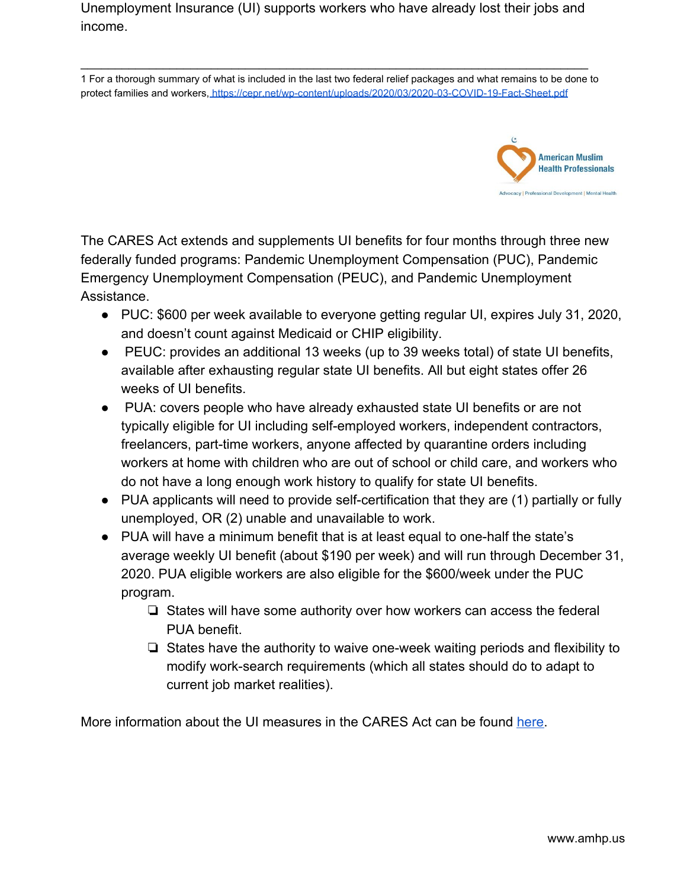Unemployment Insurance (UI) supports workers who have already lost their jobs and income.

---

1 For a thorough summary of what is included in the last two federal relief packages and what remains to be done to protect families and workers, https://cepr.net/wp-content/uploads/2020/03/2020-03-COVID-19-Fact-Sheet.pdf

The CARES Act extends and supplements UI benefits for four months through three new federally funded programs: Pandemic Unemployment Compensation (PUC), Pandemic Emergency Unemployment Compensation (PEUC), and Pandemic Unemployment Assistance.

- PUC: $600 per week available to everyone getting regular UI, expires July 31, 2020, and doesn't count against Medicaid or CHIP eligibility.
- PEUC: provides an additional 13 weeks (up to 39 weeks total) of state UI benefits, available after exhausting regular state UI benefits. All but eight states offer 26 weeks of UI benefits.
- PUA: covers people who have already exhausted state UI benefits or are not typically eligible for UI including self-employed workers, independent contractors, freelancers, part-time workers, anyone affected by quarantine orders including workers at home with children who are out of school or child care, and workers who do not have a long enough work history to qualify for state UI benefits.
- PUA applicants will need to provide self-certification that they are (1) partially or fully unemployed, OR (2) unable and unavailable to work.
- PUA will have a minimum benefit that is at least equal to one-half the state's average weekly UI benefit (about $190 per week) and will run through December 31, 2020. PUA eligible workers are also eligible for the $600/week under the PUC program.
  - States will have some authority over how workers can access the federal PUA benefit.
  - States have the authority to waive one-week waiting periods and flexibility to modify work-search requirements (which all states should do to adapt to current job market realities).

More information about the UI measures in the CARES Act can be found here.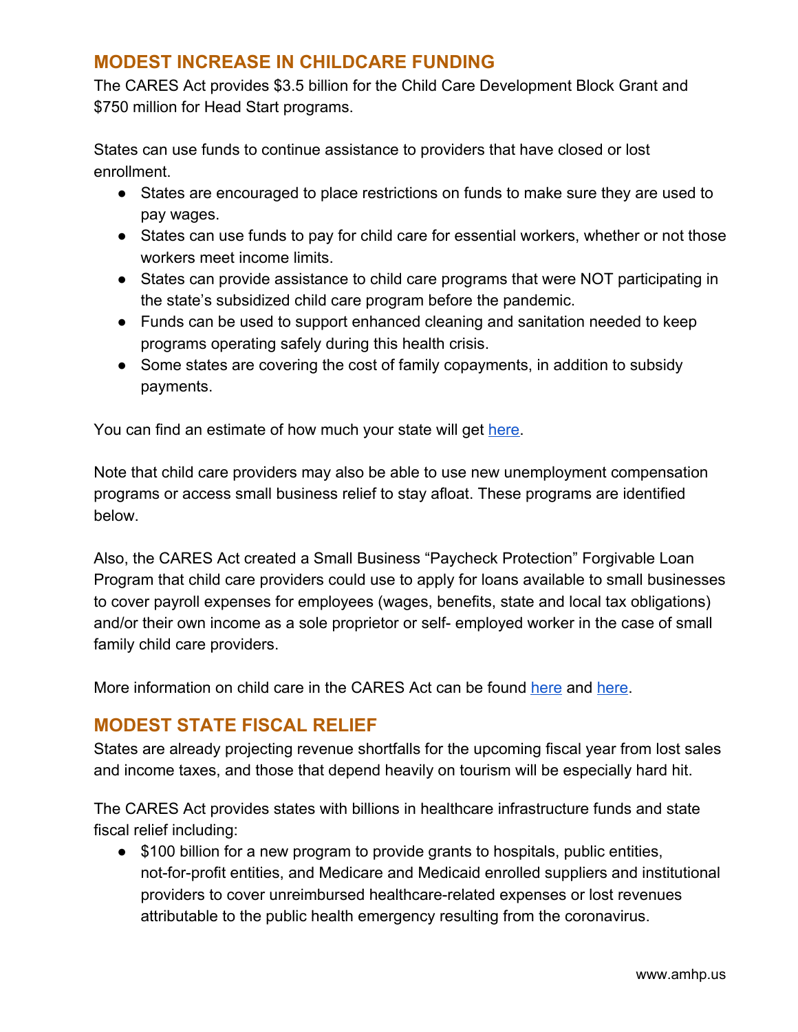## MODEST INCREASE IN CHILDCARE FUNDING

The CARES Act provides $3.5 billion for the Child Care Development Block Grant and $750 million for Head Start programs.

States can use funds to continue assistance to providers that have closed or lost enrollment.

- States are encouraged to place restrictions on funds to make sure they are used to pay wages.
- States can use funds to pay for child care for essential workers, whether or not those workers meet income limits.
- States can provide assistance to child care programs that were NOT participating in the state's subsidized child care program before the pandemic.
- Funds can be used to support enhanced cleaning and sanitation needed to keep programs operating safely during this health crisis.
- Some states are covering the cost of family copayments, in addition to subsidy payments.

You can find an estimate of how much your state will get here.

Note that child care providers may also be able to use new unemployment compensation programs or access small business relief to stay afloat. These programs are identified below.

Also, the CARES Act created a Small Business "Paycheck Protection" Forgivable Loan Program that child care providers could use to apply for loans available to small businesses to cover payroll expenses for employees (wages, benefits, state and local tax obligations) and/or their own income as a sole proprietor or self- employed worker in the case of small family child care providers.

More information on child care in the CARES Act can be found here and here.

## MODEST STATE FISCAL RELIEF

States are already projecting revenue shortfalls for the upcoming fiscal year from lost sales and income taxes, and those that depend heavily on tourism will be especially hard hit.

The CARES Act provides states with billions in healthcare infrastructure funds and state fiscal relief including:

- $100 billion for a new program to provide grants to hospitals, public entities, not-for-profit entities, and Medicare and Medicaid enrolled suppliers and institutional providers to cover unreimbursed healthcare-related expenses or lost revenues attributable to the public health emergency resulting from the coronavirus.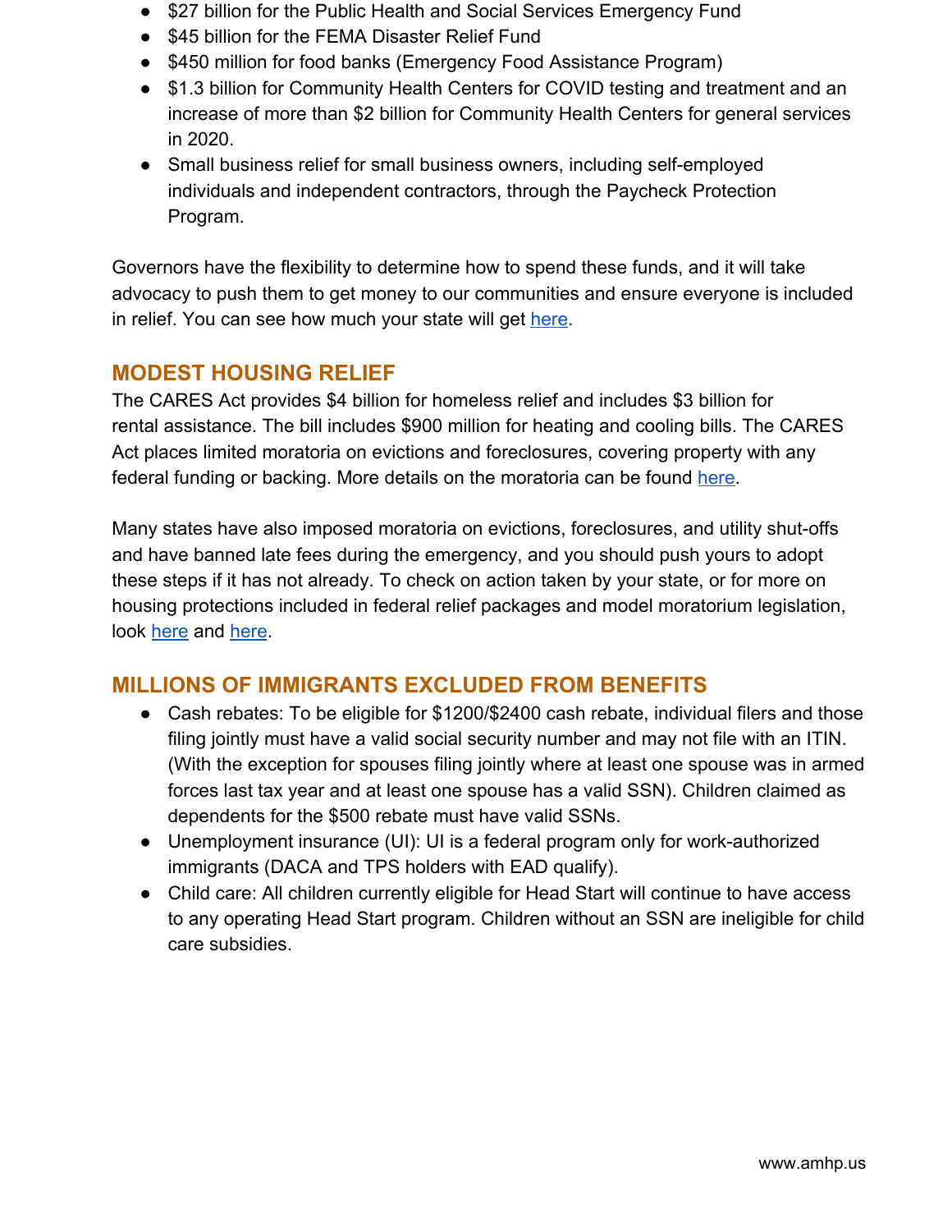- $27 billion for the Public Health and Social Services Emergency Fund
- $45 billion for the FEMA Disaster Relief Fund
- $450 million for food banks (Emergency Food Assistance Program)
- $1.3 billion for Community Health Centers for COVID testing and treatment and an increase of more than $2 billion for Community Health Centers for general services in 2020.
- Small business relief for small business owners, including self-employed individuals and independent contractors, through the Paycheck Protection Program.

Governors have the flexibility to determine how to spend these funds, and it will take advocacy to push them to get money to our communities and ensure everyone is included in relief. You can see how much your state will get here.

## MODEST HOUSING RELIEF

The CARES Act provides $4 billion for homeless relief and includes $3 billion for rental assistance. The bill includes $900 million for heating and cooling bills. The CARES Act places limited moratoria on evictions and foreclosures, covering property with any federal funding or backing. More details on the moratoria can be found here.

Many states have also imposed moratoria on evictions, foreclosures, and utility shut-offs and have banned late fees during the emergency, and you should push yours to adopt these steps if it has not already. To check on action taken by your state, or for more on housing protections included in federal relief packages and model moratorium legislation, look here and here.

## MILLIONS OF IMMIGRANTS EXCLUDED FROM BENEFITS

- Cash rebates: To be eligible for $1200/$2400 cash rebate, individual filers and those filing jointly must have a valid social security number and may not file with an ITIN. (With the exception for spouses filing jointly where at least one spouse was in armed forces last tax year and at least one spouse has a valid SSN). Children claimed as dependents for the $500 rebate must have valid SSNs.
- Unemployment insurance (UI): UI is a federal program only for work-authorized immigrants (DACA and TPS holders with EAD qualify).
- Child care: All children currently eligible for Head Start will continue to have access to any operating Head Start program. Children without an SSN are ineligible for child care subsidies.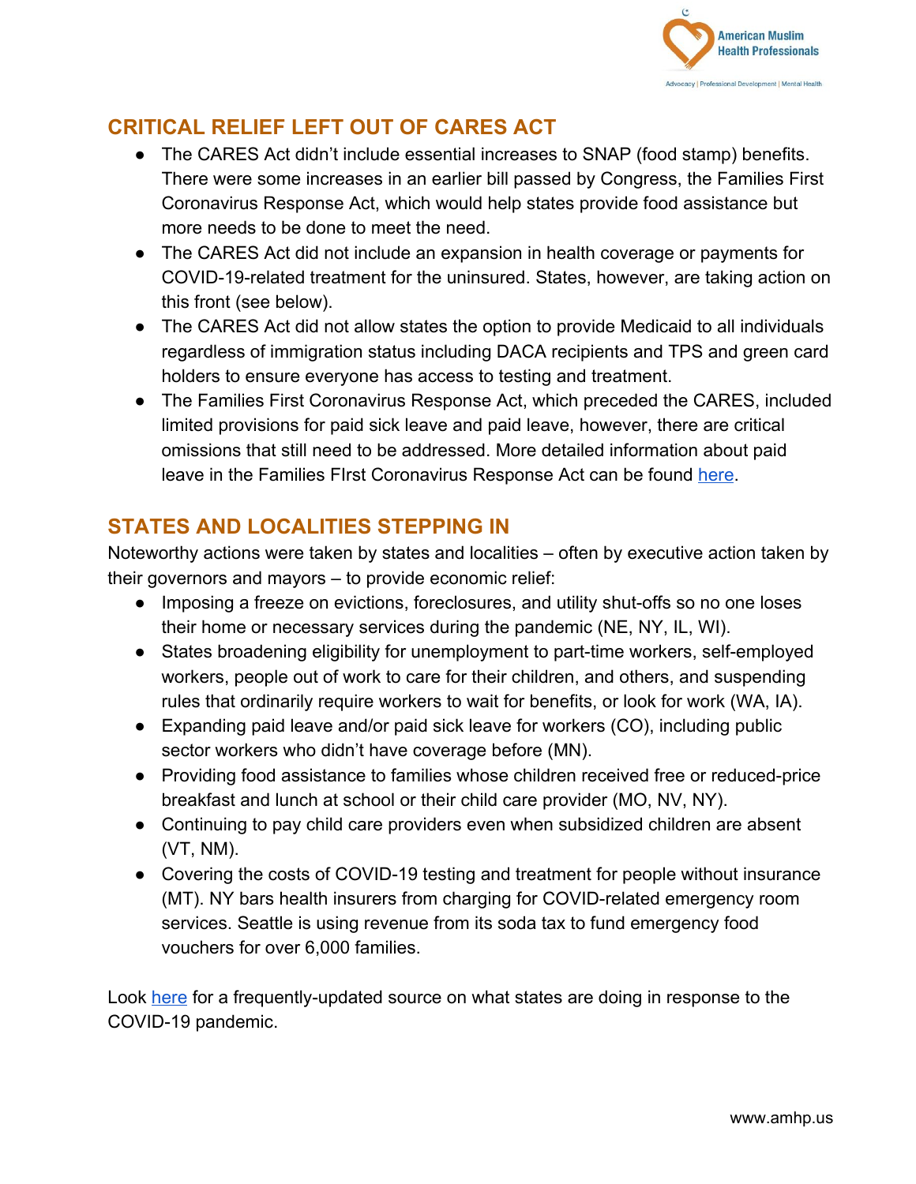## CRITICAL RELIEF LEFT OUT OF CARES ACT

- The CARES Act didn't include essential increases to SNAP (food stamp) benefits. There were some increases in an earlier bill passed by Congress, the Families First Coronavirus Response Act, which would help states provide food assistance but more needs to be done to meet the need.
- The CARES Act did not include an expansion in health coverage or payments for COVID-19-related treatment for the uninsured. States, however, are taking action on this front (see below).
- The CARES Act did not allow states the option to provide Medicaid to all individuals regardless of immigration status including DACA recipients and TPS and green card holders to ensure everyone has access to testing and treatment.
- The Families First Coronavirus Response Act, which preceded the CARES, included limited provisions for paid sick leave and paid leave, however, there are critical omissions that still need to be addressed. More detailed information about paid leave in the Families FIrst Coronavirus Response Act can be found here.

## STATES AND LOCALITIES STEPPING IN

Noteworthy actions were taken by states and localities – often by executive action taken by their governors and mayors – to provide economic relief:

- Imposing a freeze on evictions, foreclosures, and utility shut-offs so no one loses their home or necessary services during the pandemic (NE, NY, IL, WI).
- States broadening eligibility for unemployment to part-time workers, self-employed workers, people out of work to care for their children, and others, and suspending rules that ordinarily require workers to wait for benefits, or look for work (WA, IA).
- Expanding paid leave and/or paid sick leave for workers (CO), including public sector workers who didn't have coverage before (MN).
- Providing food assistance to families whose children received free or reduced-price breakfast and lunch at school or their child care provider (MO, NV, NY).
- Continuing to pay child care providers even when subsidized children are absent (VT, NM).
- Covering the costs of COVID-19 testing and treatment for people without insurance (MT). NY bars health insurers from charging for COVID-related emergency room services. Seattle is using revenue from its soda tax to fund emergency food vouchers for over 6,000 families.

Look here for a frequently-updated source on what states are doing in response to the COVID-19 pandemic.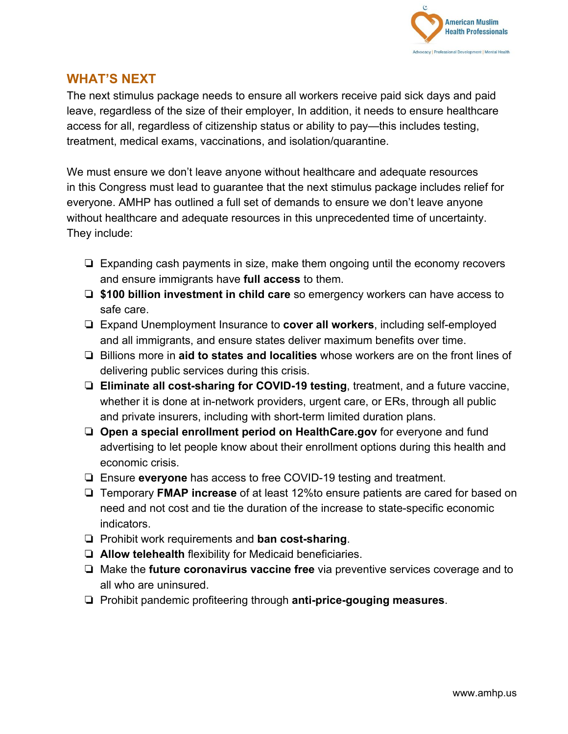## WHAT'S NEXT

The next stimulus package needs to ensure all workers receive paid sick days and paid leave, regardless of the size of their employer, In addition, it needs to ensure healthcare access for all, regardless of citizenship status or ability to pay—this includes testing, treatment, medical exams, vaccinations, and isolation/quarantine.

We must ensure we don't leave anyone without healthcare and adequate resources in this Congress must lead to guarantee that the next stimulus package includes relief for everyone. AMHP has outlined a full set of demands to ensure we don't leave anyone without healthcare and adequate resources in this unprecedented time of uncertainty. They include:

- Expanding cash payments in size, make them ongoing until the economy recovers and ensure immigrants have **full access** to them.
- **$100 billion investment in child care** so emergency workers can have access to safe care.
- Expand Unemployment Insurance to **cover all workers**, including self-employed and all immigrants, and ensure states deliver maximum benefits over time.
- Billions more in **aid to states and localities** whose workers are on the front lines of delivering public services during this crisis.
- **Eliminate all cost-sharing for COVID-19 testing**, treatment, and a future vaccine, whether it is done at in-network providers, urgent care, or ERs, through all public and private insurers, including with short-term limited duration plans.
- **Open a special enrollment period on HealthCare.gov** for everyone and fund advertising to let people know about their enrollment options during this health and economic crisis.
- Ensure **everyone** has access to free COVID-19 testing and treatment.
- Temporary **FMAP increase** of at least 12%to ensure patients are cared for based on need and not cost and tie the duration of the increase to state-specific economic indicators.
- Prohibit work requirements and **ban cost-sharing**.
- **Allow telehealth** flexibility for Medicaid beneficiaries.
- Make the **future coronavirus vaccine free** via preventive services coverage and to all who are uninsured.
- Prohibit pandemic profiteering through **anti-price-gouging measures**.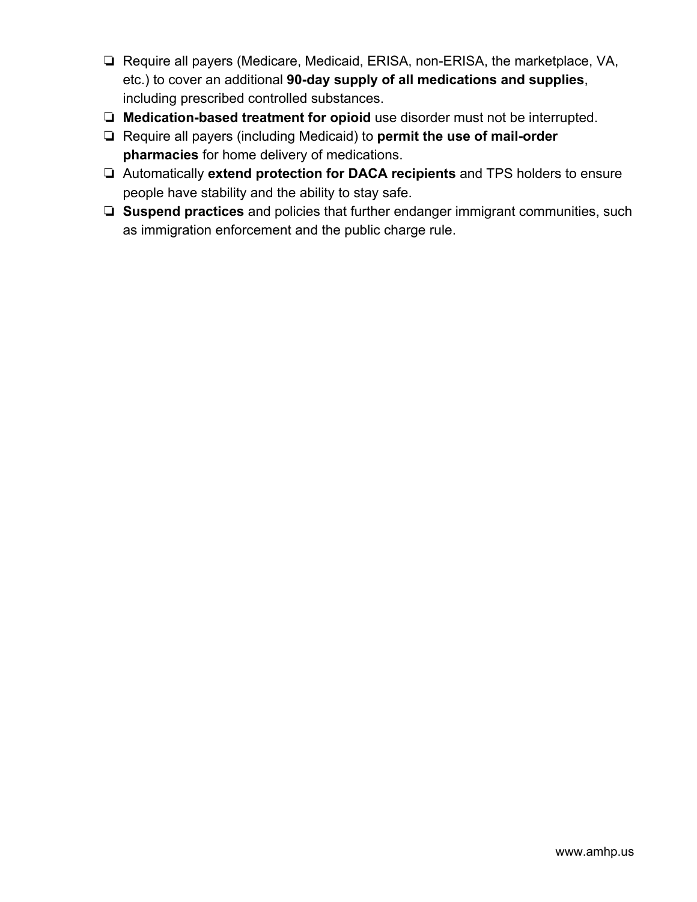- Require all payers (Medicare, Medicaid, ERISA, non-ERISA, the marketplace, VA, etc.) to cover an additional **90-day supply of all medications and supplies**, including prescribed controlled substances.
- **Medication-based treatment for opioid** use disorder must not be interrupted.
- Require all payers (including Medicaid) to **permit the use of mail-order pharmacies** for home delivery of medications.
- Automatically **extend protection for DACA recipients** and TPS holders to ensure people have stability and the ability to stay safe.
- **Suspend practices** and policies that further endanger immigrant communities, such as immigration enforcement and the public charge rule.